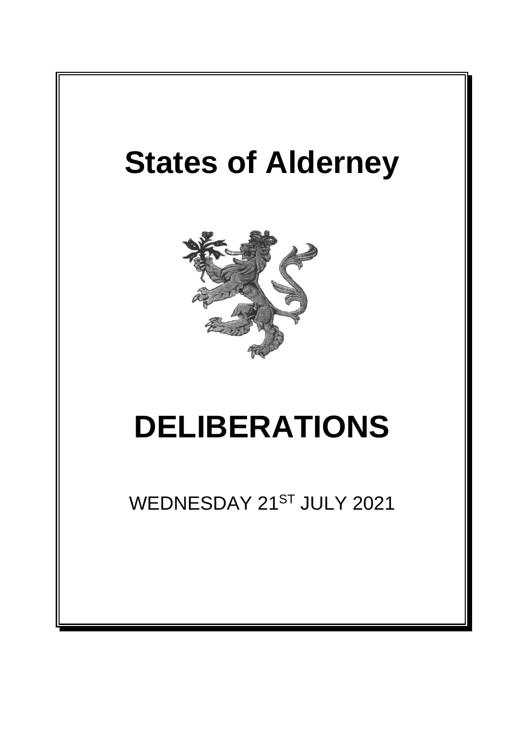# States of Alderney

# DELIBERATIONS

WEDNESDAY 21ST JULY 2021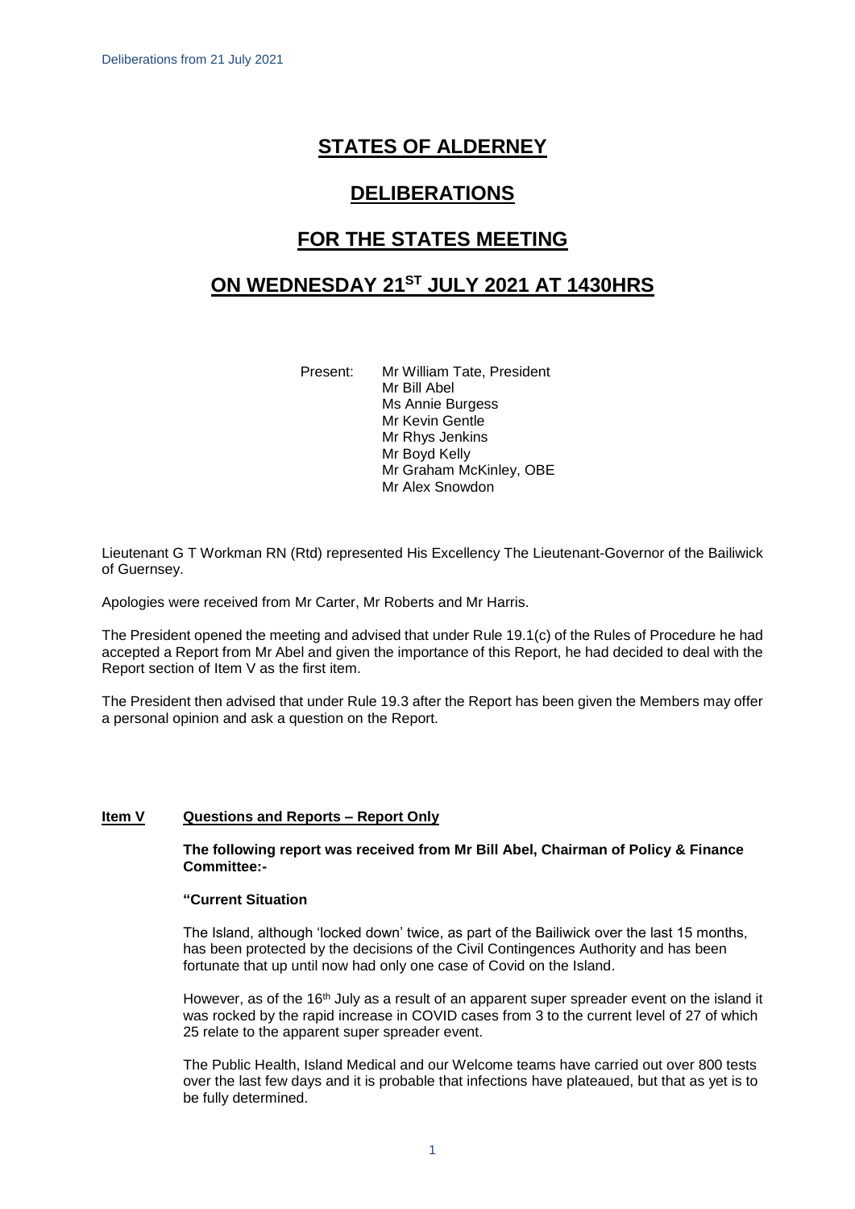# STATES OF ALDERNEY

# DELIBERATIONS

# FOR THE STATES MEETING

# ON WEDNESDAY 21ST JULY 2021 AT 1430HRS

Present: Mr William Tate, President
Mr Bill Abel
Ms Annie Burgess
Mr Kevin Gentle
Mr Rhys Jenkins
Mr Boyd Kelly
Mr Graham McKinley, OBE
Mr Alex Snowdon

Lieutenant G T Workman RN (Rtd) represented His Excellency The Lieutenant-Governor of the Bailiwick of Guernsey.

Apologies were received from Mr Carter, Mr Roberts and Mr Harris.

The President opened the meeting and advised that under Rule 19.1(c) of the Rules of Procedure he had accepted a Report from Mr Abel and given the importance of this Report, he had decided to deal with the Report section of Item V as the first item.

The President then advised that under Rule 19.3 after the Report has been given the Members may offer a personal opinion and ask a question on the Report.

**Item V Questions and Reports – Report Only**

**The following report was received from Mr Bill Abel, Chairman of Policy & Finance Committee:-**

**"Current Situation**

The Island, although 'locked down' twice, as part of the Bailiwick over the last 15 months, has been protected by the decisions of the Civil Contingences Authority and has been fortunate that up until now had only one case of Covid on the Island.

However, as of the 16th July as a result of an apparent super spreader event on the island it was rocked by the rapid increase in COVID cases from 3 to the current level of 27 of which 25 relate to the apparent super spreader event.

The Public Health, Island Medical and our Welcome teams have carried out over 800 tests over the last few days and it is probable that infections have plateaued, but that as yet is to be fully determined.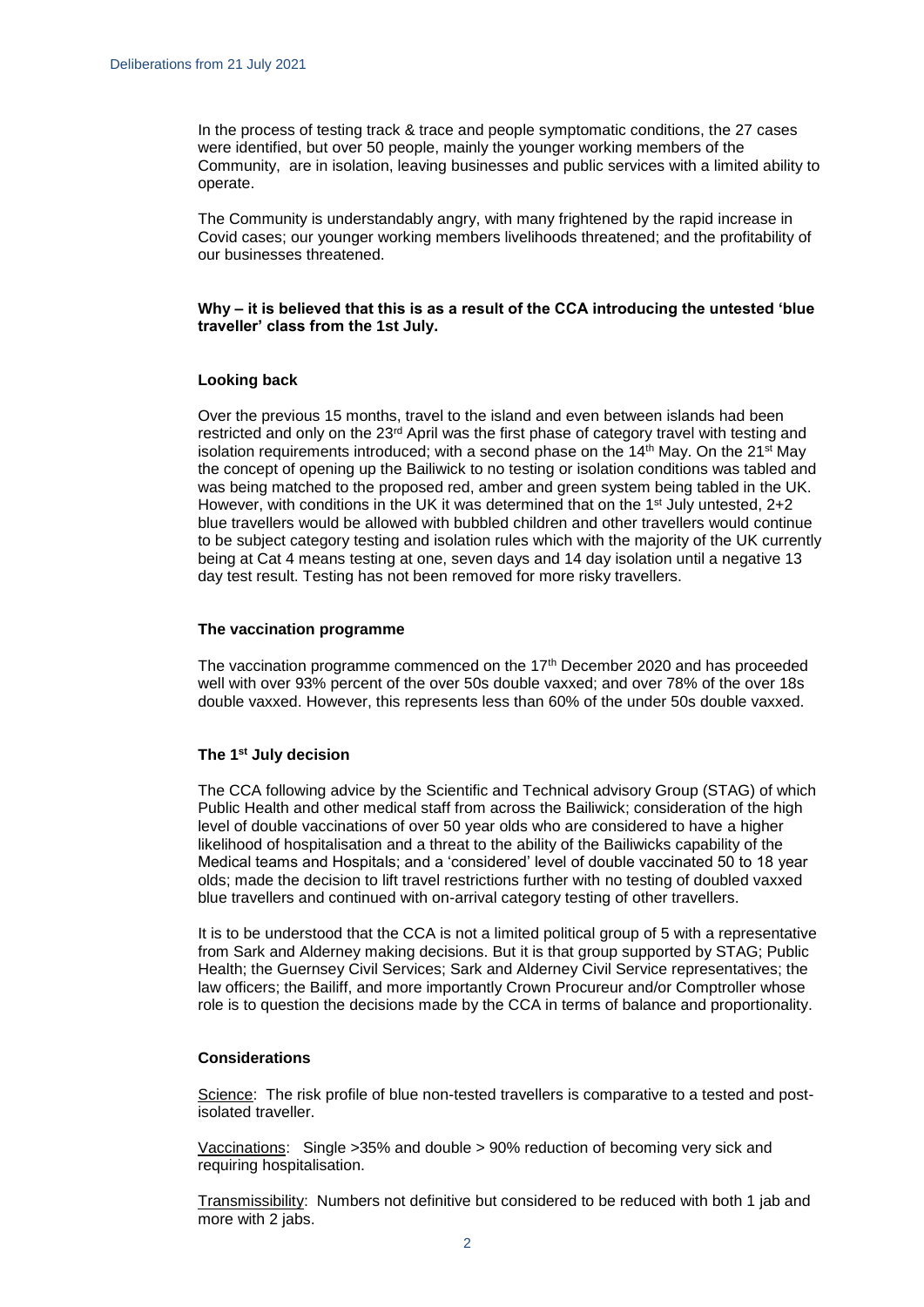In the process of testing track & trace and people symptomatic conditions, the 27 cases were identified, but over 50 people, mainly the younger working members of the Community, are in isolation, leaving businesses and public services with a limited ability to operate.

The Community is understandably angry, with many frightened by the rapid increase in Covid cases; our younger working members livelihoods threatened; and the profitability of our businesses threatened.

**Why – it is believed that this is as a result of the CCA introducing the untested 'blue traveller' class from the 1st July.**

### Looking back

Over the previous 15 months, travel to the island and even between islands had been restricted and only on the 23rd April was the first phase of category travel with testing and isolation requirements introduced; with a second phase on the 14th May. On the 21st May the concept of opening up the Bailiwick to no testing or isolation conditions was tabled and was being matched to the proposed red, amber and green system being tabled in the UK. However, with conditions in the UK it was determined that on the 1st July untested, 2+2 blue travellers would be allowed with bubbled children and other travellers would continue to be subject category testing and isolation rules which with the majority of the UK currently being at Cat 4 means testing at one, seven days and 14 day isolation until a negative 13 day test result. Testing has not been removed for more risky travellers.

### The vaccination programme

The vaccination programme commenced on the 17th December 2020 and has proceeded well with over 93% percent of the over 50s double vaxxed; and over 78% of the over 18s double vaxxed. However, this represents less than 60% of the under 50s double vaxxed.

### The 1st July decision

The CCA following advice by the Scientific and Technical advisory Group (STAG) of which Public Health and other medical staff from across the Bailiwick; consideration of the high level of double vaccinations of over 50 year olds who are considered to have a higher likelihood of hospitalisation and a threat to the ability of the Bailiwicks capability of the Medical teams and Hospitals; and a 'considered' level of double vaccinated 50 to 18 year olds; made the decision to lift travel restrictions further with no testing of doubled vaxxed blue travellers and continued with on-arrival category testing of other travellers.

It is to be understood that the CCA is not a limited political group of 5 with a representative from Sark and Alderney making decisions. But it is that group supported by STAG; Public Health; the Guernsey Civil Services; Sark and Alderney Civil Service representatives; the law officers; the Bailiff, and more importantly Crown Procureur and/or Comptroller whose role is to question the decisions made by the CCA in terms of balance and proportionality.

### Considerations

Science: The risk profile of blue non-tested travellers is comparative to a tested and post-isolated traveller.

Vaccinations: Single >35% and double > 90% reduction of becoming very sick and requiring hospitalisation.

Transmissibility: Numbers not definitive but considered to be reduced with both 1 jab and more with 2 jabs.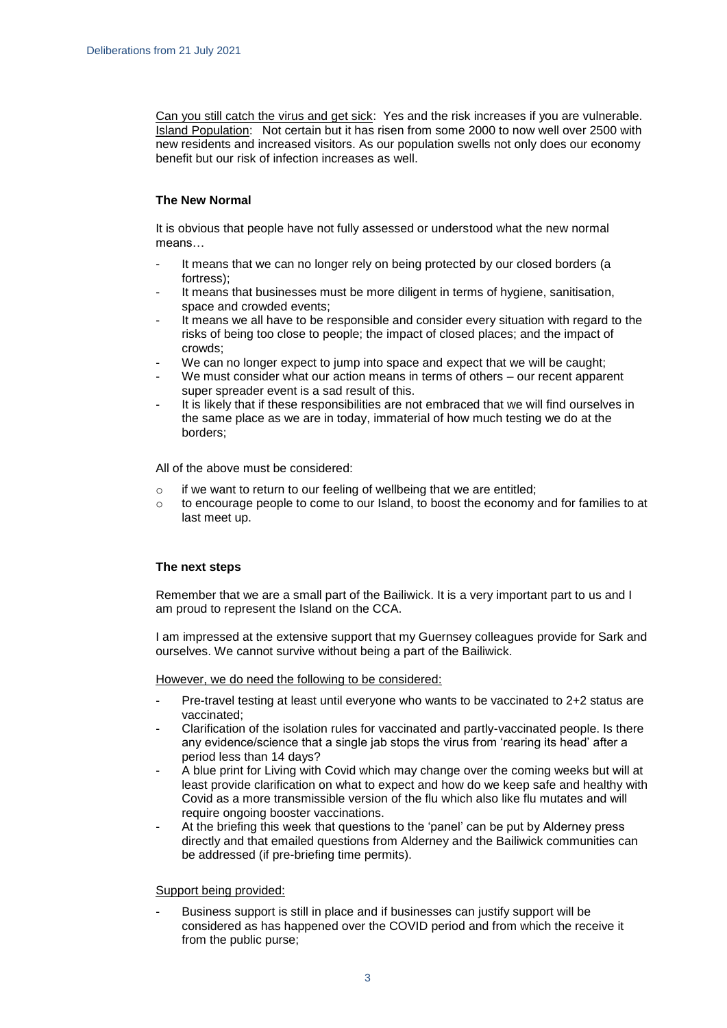Can you still catch the virus and get sick: Yes and the risk increases if you are vulnerable.
Island Population: Not certain but it has risen from some 2000 to now well over 2500 with new residents and increased visitors. As our population swells not only does our economy benefit but our risk of infection increases as well.

**The New Normal**

It is obvious that people have not fully assessed or understood what the new normal means…

- It means that we can no longer rely on being protected by our closed borders (a fortress);
- It means that businesses must be more diligent in terms of hygiene, sanitisation, space and crowded events;
- It means we all have to be responsible and consider every situation with regard to the risks of being too close to people; the impact of closed places; and the impact of crowds;
- We can no longer expect to jump into space and expect that we will be caught;
- We must consider what our action means in terms of others – our recent apparent super spreader event is a sad result of this.
- It is likely that if these responsibilities are not embraced that we will find ourselves in the same place as we are in today, immaterial of how much testing we do at the borders;

All of the above must be considered:

- if we want to return to our feeling of wellbeing that we are entitled;
- to encourage people to come to our Island, to boost the economy and for families to at last meet up.

**The next steps**

Remember that we are a small part of the Bailiwick. It is a very important part to us and I am proud to represent the Island on the CCA.

I am impressed at the extensive support that my Guernsey colleagues provide for Sark and ourselves. We cannot survive without being a part of the Bailiwick.

However, we do need the following to be considered:

- Pre-travel testing at least until everyone who wants to be vaccinated to 2+2 status are vaccinated;
- Clarification of the isolation rules for vaccinated and partly-vaccinated people. Is there any evidence/science that a single jab stops the virus from 'rearing its head' after a period less than 14 days?
- A blue print for Living with Covid which may change over the coming weeks but will at least provide clarification on what to expect and how do we keep safe and healthy with Covid as a more transmissible version of the flu which also like flu mutates and will require ongoing booster vaccinations.
- At the briefing this week that questions to the 'panel' can be put by Alderney press directly and that emailed questions from Alderney and the Bailiwick communities can be addressed (if pre-briefing time permits).

Support being provided:

- Business support is still in place and if businesses can justify support will be considered as has happened over the COVID period and from which the receive it from the public purse;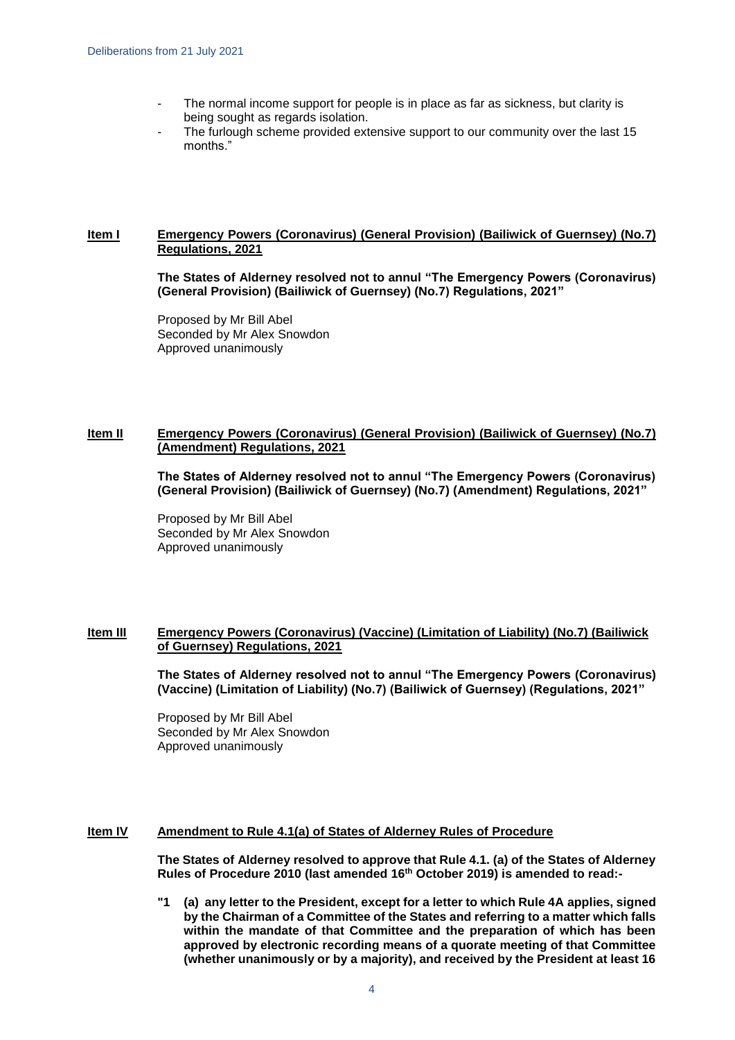- The normal income support for people is in place as far as sickness, but clarity is being sought as regards isolation.
- The furlough scheme provided extensive support to our community over the last 15 months."

**Item I** **Emergency Powers (Coronavirus) (General Provision) (Bailiwick of Guernsey) (No.7) Regulations, 2021**

**The States of Alderney resolved not to annul "The Emergency Powers (Coronavirus) (General Provision) (Bailiwick of Guernsey) (No.7) Regulations, 2021"**

Proposed by Mr Bill Abel
Seconded by Mr Alex Snowdon
Approved unanimously

**Item II** **Emergency Powers (Coronavirus) (General Provision) (Bailiwick of Guernsey) (No.7) (Amendment) Regulations, 2021**

**The States of Alderney resolved not to annul "The Emergency Powers (Coronavirus) (General Provision) (Bailiwick of Guernsey) (No.7) (Amendment) Regulations, 2021"**

Proposed by Mr Bill Abel
Seconded by Mr Alex Snowdon
Approved unanimously

**Item III** **Emergency Powers (Coronavirus) (Vaccine) (Limitation of Liability) (No.7) (Bailiwick of Guernsey) Regulations, 2021**

**The States of Alderney resolved not to annul "The Emergency Powers (Coronavirus) (Vaccine) (Limitation of Liability) (No.7) (Bailiwick of Guernsey) (Regulations, 2021"**

Proposed by Mr Bill Abel
Seconded by Mr Alex Snowdon
Approved unanimously

**Item IV** **Amendment to Rule 4.1(a) of States of Alderney Rules of Procedure**

**The States of Alderney resolved to approve that Rule 4.1. (a) of the States of Alderney Rules of Procedure 2010 (last amended 16th October 2019) is amended to read:-**

**"1 (a) any letter to the President, except for a letter to which Rule 4A applies, signed by the Chairman of a Committee of the States and referring to a matter which falls within the mandate of that Committee and the preparation of which has been approved by electronic recording means of a quorate meeting of that Committee (whether unanimously or by a majority), and received by the President at least 16**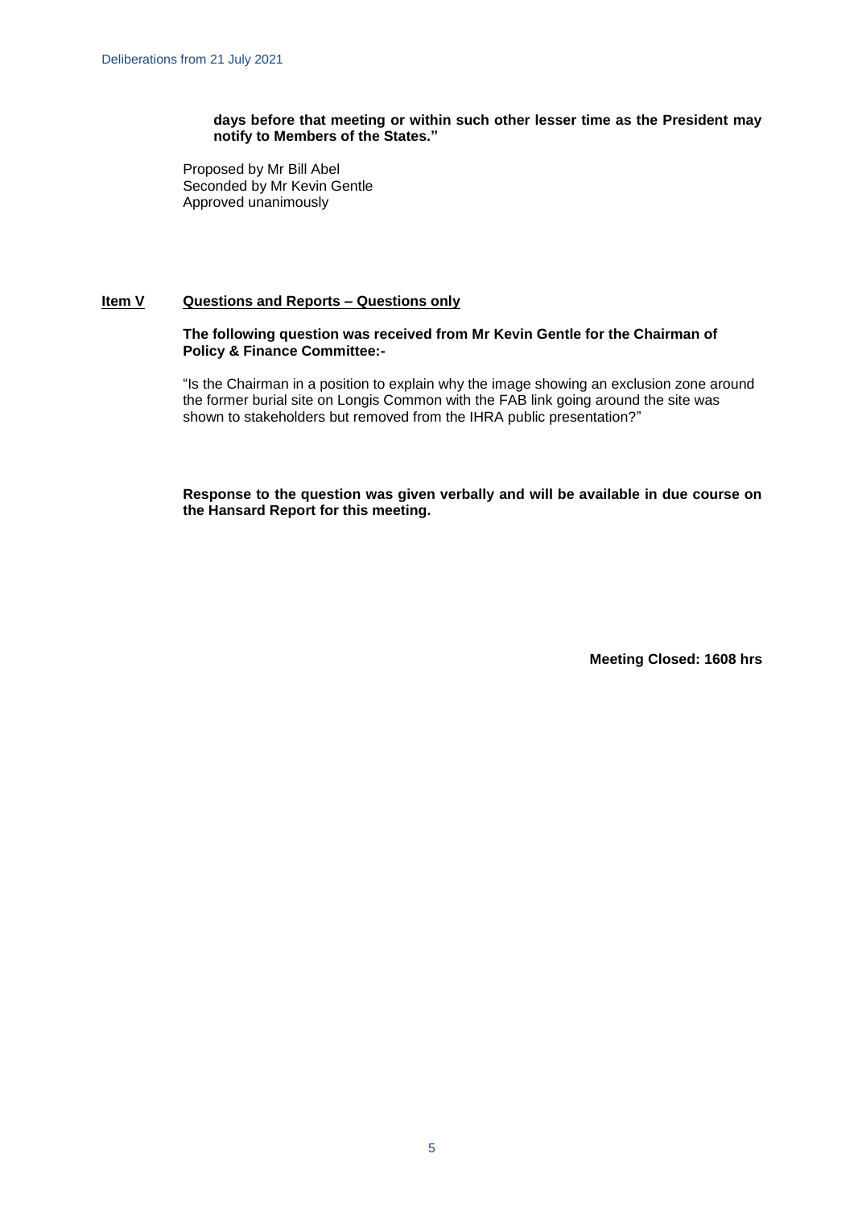**days before that meeting or within such other lesser time as the President may notify to Members of the States."**

Proposed by Mr Bill Abel
Seconded by Mr Kevin Gentle
Approved unanimously

## Item V Questions and Reports – Questions only

**The following question was received from Mr Kevin Gentle for the Chairman of Policy & Finance Committee:-**

"Is the Chairman in a position to explain why the image showing an exclusion zone around the former burial site on Longis Common with the FAB link going around the site was shown to stakeholders but removed from the IHRA public presentation?"

**Response to the question was given verbally and will be available in due course on the Hansard Report for this meeting.**

**Meeting Closed: 1608 hrs**